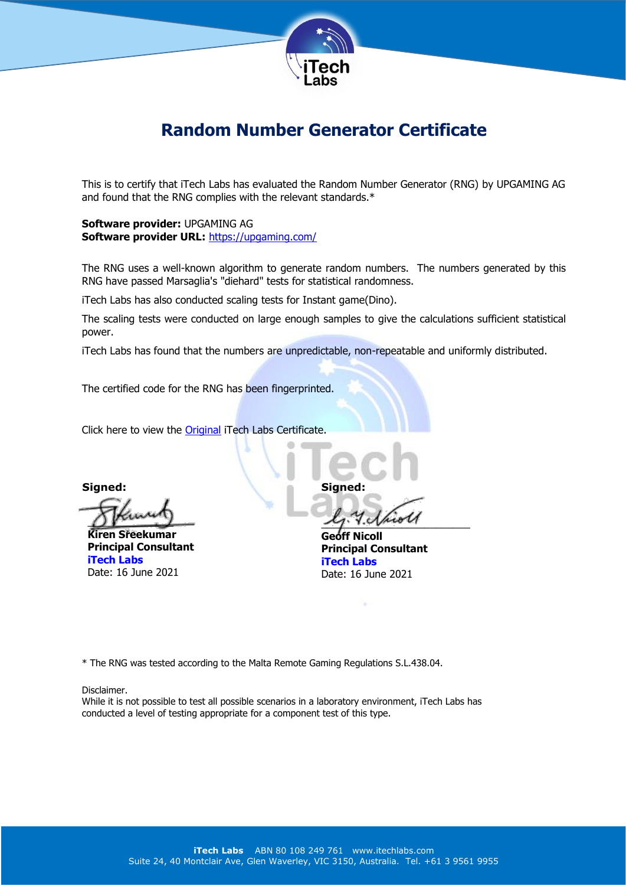# Random Number Generator Certificate

This is to certify that iTech Labs has evaluated the Random Number Generator (RNG) by UPGAMING AG and found that the RNG complies with the relevant standards.*

**Software provider:** UPGAMING AG
**Software provider URL:** https://upgaming.com/

The RNG uses a well-known algorithm to generate random numbers. The numbers generated by this RNG have passed Marsaglia's "diehard" tests for statistical randomness.

iTech Labs has also conducted scaling tests for Instant game(Dino).

The scaling tests were conducted on large enough samples to give the calculations sufficient statistical power.

iTech Labs has found that the numbers are unpredictable, non-repeatable and uniformly distributed.

The certified code for the RNG has been fingerprinted.

Click here to view the Original iTech Labs Certificate.

**Signed:**

**Kiren Sreekumar**
**Principal Consultant**
**iTech Labs**
Date: 16 June 2021

**Signed:**

**Geoff Nicoll**
**Principal Consultant**
**iTech Labs**
Date: 16 June 2021

* The RNG was tested according to the Malta Remote Gaming Regulations S.L.438.04.

Disclaimer.
While it is not possible to test all possible scenarios in a laboratory environment, iTech Labs has conducted a level of testing appropriate for a component test of this type.

**iTech Labs** ABN 80 108 249 761 www.itechlabs.com
Suite 24, 40 Montclair Ave, Glen Waverley, VIC 3150, Australia. Tel. +61 3 9561 9955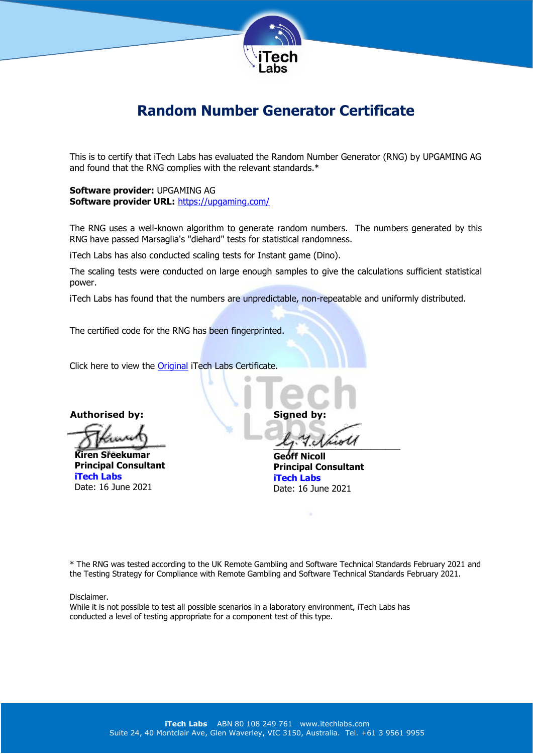# Random Number Generator Certificate

This is to certify that iTech Labs has evaluated the Random Number Generator (RNG) by UPGAMING AG and found that the RNG complies with the relevant standards.*

**Software provider:** UPGAMING AG
**Software provider URL:** https://upgaming.com/

The RNG uses a well-known algorithm to generate random numbers. The numbers generated by this RNG have passed Marsaglia's "diehard" tests for statistical randomness.

iTech Labs has also conducted scaling tests for Instant game (Dino).

The scaling tests were conducted on large enough samples to give the calculations sufficient statistical power.

iTech Labs has found that the numbers are unpredictable, non-repeatable and uniformly distributed.

The certified code for the RNG has been fingerprinted.

Click here to view the Original iTech Labs Certificate.

**Authorised by:**

**Kiren Sreekumar**
**Principal Consultant**
**iTech Labs**
Date: 16 June 2021

**Signed by:**

**Geoff Nicoll**
**Principal Consultant**
**iTech Labs**
Date: 16 June 2021

* The RNG was tested according to the UK Remote Gambling and Software Technical Standards February 2021 and the Testing Strategy for Compliance with Remote Gambling and Software Technical Standards February 2021.

Disclaimer.
While it is not possible to test all possible scenarios in a laboratory environment, iTech Labs has conducted a level of testing appropriate for a component test of this type.

**iTech Labs** ABN 80 108 249 761 www.itechlabs.com
Suite 24, 40 Montclair Ave, Glen Waverley, VIC 3150, Australia. Tel. +61 3 9561 9955